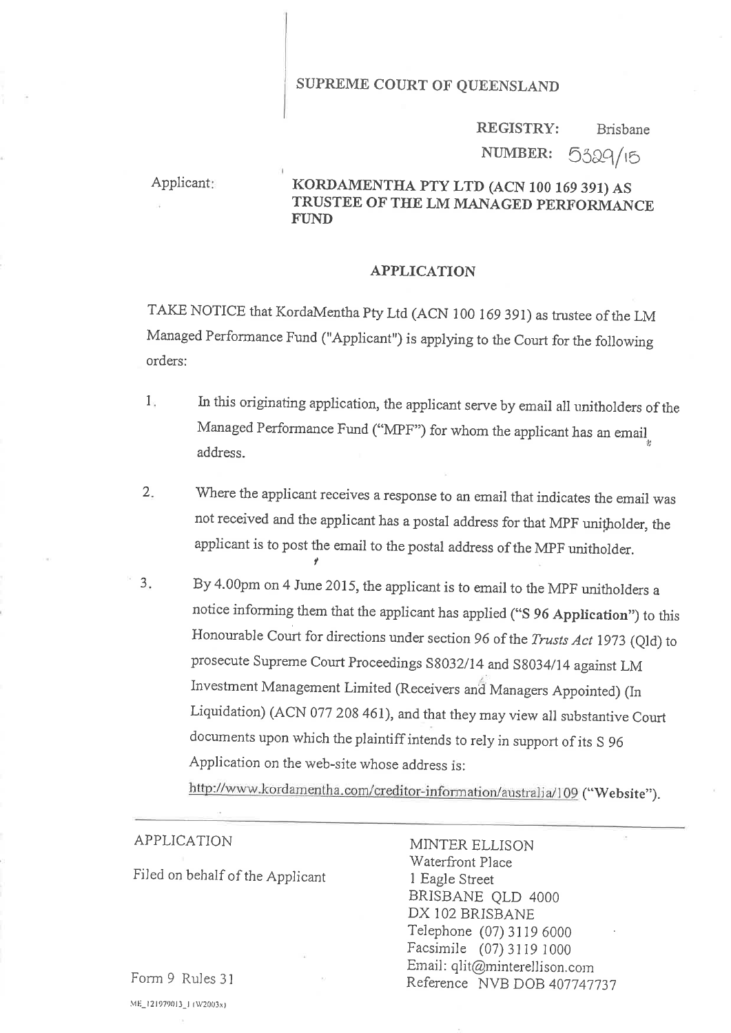SUPREME COURT OF QUEENSLAND

REGISTRY: Brisbane

NUMBER: 5329/15

Applicant: **KORDAMENTHA PTY LTD (ACN 100 169 391) AS TRUSTEE OF THE LM MANAGED PERFORMANCE FUND**

## APPLICATION

TAKE NOTICE that KordaMentha Pty Ltd (ACN 100 169 391) as trustee of the LM Managed Performance Fund ("Applicant") is applying to the Court for the following orders:

1. In this originating application, the applicant serve by email all unitholders of the Managed Performance Fund ("MPF") for whom the applicant has an email address.

2. Where the applicant receives a response to an email that indicates the email was not received and the applicant has a postal address for that MPF unitholder, the applicant is to post the email to the postal address of the MPF unitholder.

3. By 4.00pm on 4 June 2015, the applicant is to email to the MPF unitholders a notice informing them that the applicant has applied (**"S 96 Application"**) to this Honourable Court for directions under section 96 of the *Trusts Act* 1973 (Qld) to prosecute Supreme Court Proceedings S8032/14 and S8034/14 against LM Investment Management Limited (Receivers and Managers Appointed) (In Liquidation) (ACN 077 208 461), and that they may view all substantive Court documents upon which the plaintiff intends to rely in support of its S 96 Application on the web-site whose address is: http://www.kordamentha.com/creditor-information/australia/109 (**"Website"**).

---

APPLICATION

Filed on behalf of the Applicant

Form 9 Rules 31

MINTER ELLISON
Waterfront Place
1 Eagle Street
BRISBANE QLD 4000
DX 102 BRISBANE
Telephone (07) 3119 6000
Facsimile (07) 3119 1000
Email: qlit@minterellison.com
Reference NVB DOB 407747737

ME_121979013_1 (W2003x)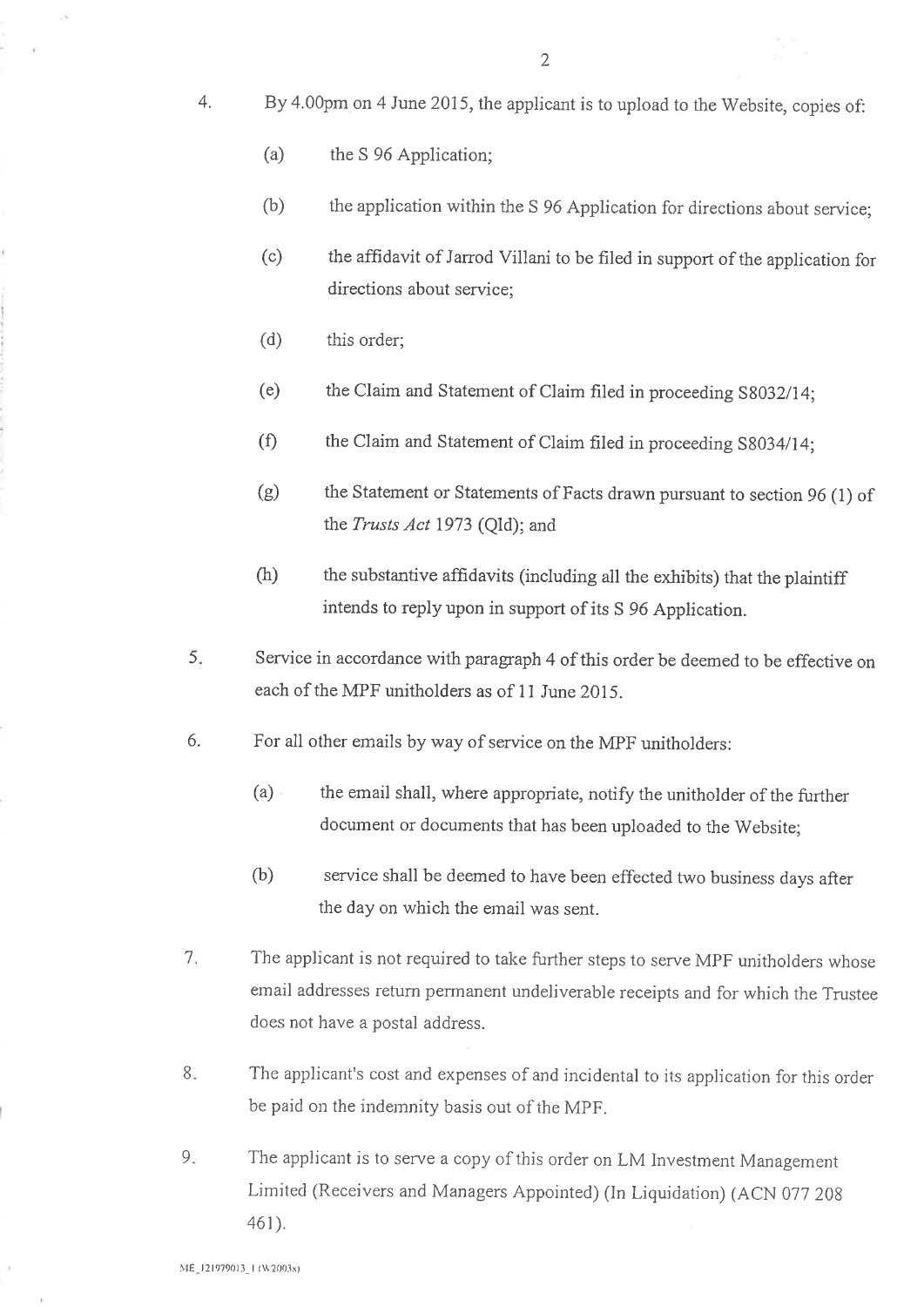4. By 4.00pm on 4 June 2015, the applicant is to upload to the Website, copies of:

   (a) the S 96 Application;

   (b) the application within the S 96 Application for directions about service;

   (c) the affidavit of Jarrod Villani to be filed in support of the application for directions about service;

   (d) this order;

   (e) the Claim and Statement of Claim filed in proceeding S8032/14;

   (f) the Claim and Statement of Claim filed in proceeding S8034/14;

   (g) the Statement or Statements of Facts drawn pursuant to section 96 (1) of the *Trusts Act* 1973 (Qld); and

   (h) the substantive affidavits (including all the exhibits) that the plaintiff intends to reply upon in support of its S 96 Application.

5. Service in accordance with paragraph 4 of this order be deemed to be effective on each of the MPF unitholders as of 11 June 2015.

6. For all other emails by way of service on the MPF unitholders:

   (a) the email shall, where appropriate, notify the unitholder of the further document or documents that has been uploaded to the Website;

   (b) service shall be deemed to have been effected two business days after the day on which the email was sent.

7. The applicant is not required to take further steps to serve MPF unitholders whose email addresses return permanent undeliverable receipts and for which the Trustee does not have a postal address.

8. The applicant's cost and expenses of and incidental to its application for this order be paid on the indemnity basis out of the MPF.

9. The applicant is to serve a copy of this order on LM Investment Management Limited (Receivers and Managers Appointed) (In Liquidation) (ACN 077 208 461).

ME_121979013_1 (W2003x)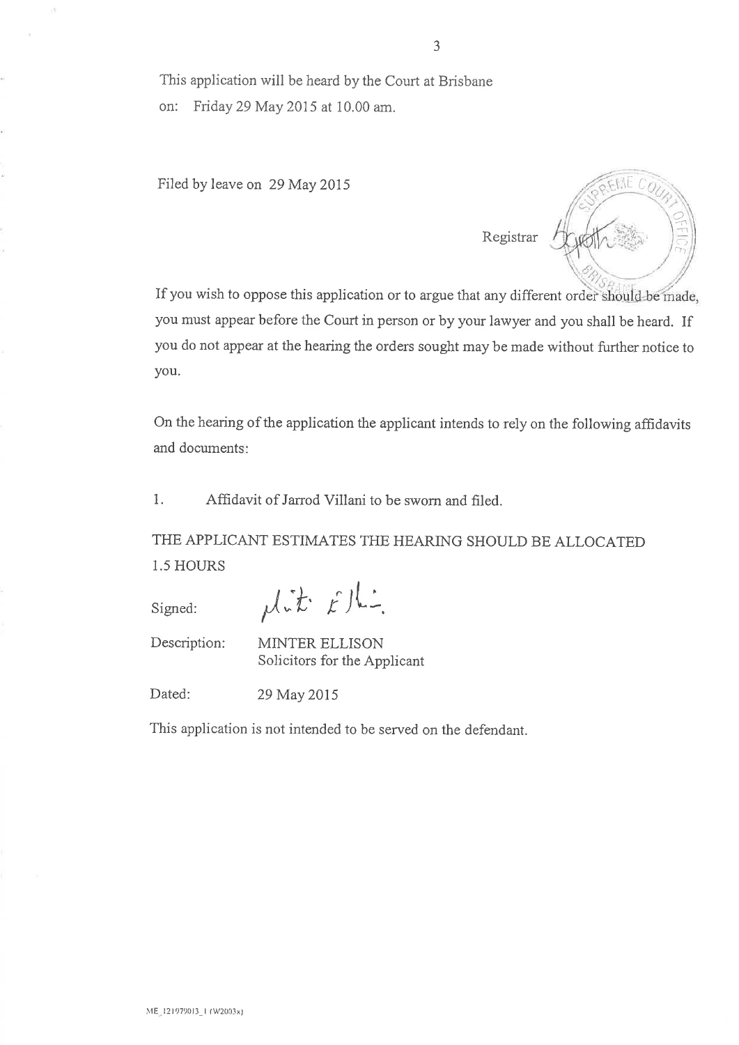This application will be heard by the Court at Brisbane

on: Friday 29 May 2015 at 10.00 am.

Filed by leave on 29 May 2015

Registrar

If you wish to oppose this application or to argue that any different order should be made, you must appear before the Court in person or by your lawyer and you shall be heard. If you do not appear at the hearing the orders sought may be made without further notice to you.

On the hearing of the application the applicant intends to rely on the following affidavits and documents:

1. Affidavit of Jarrod Villani to be sworn and filed.

THE APPLICANT ESTIMATES THE HEARING SHOULD BE ALLOCATED 1.5 HOURS

Signed:

Description: MINTER ELLISON
Solicitors for the Applicant

Dated: 29 May 2015

This application is not intended to be served on the defendant.

ME_121979013_1 (W2003x)